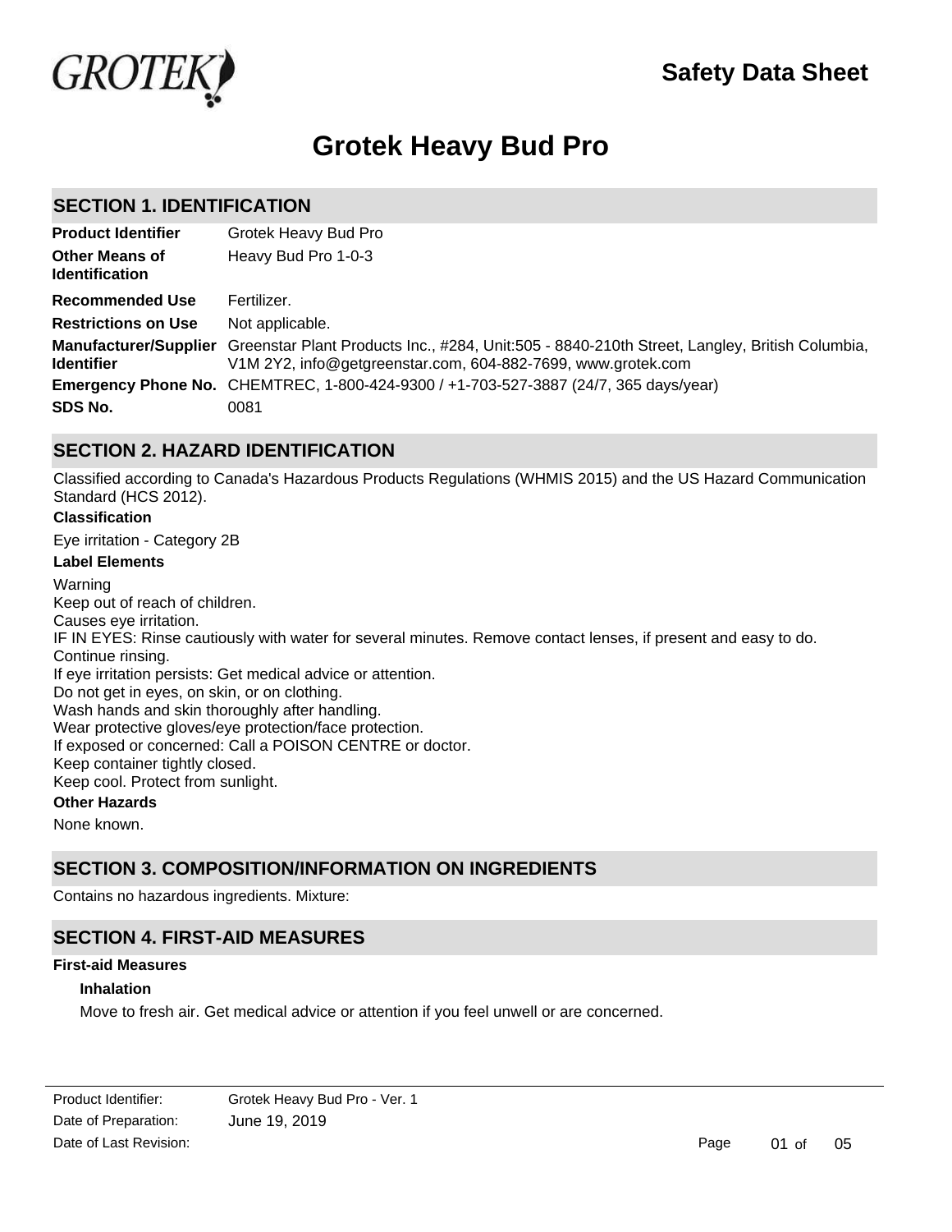Safety Data Sheet

# Grotek Heavy Bud Pro

## SECTION 1. IDENTIFICATION

| | |
|---|---|
| **Product Identifier** | Grotek Heavy Bud Pro |
| **Other Means of Identification** | Heavy Bud Pro 1-0-3 |
| **Recommended Use** | Fertilizer. |
| **Restrictions on Use** | Not applicable. |
| **Manufacturer/Supplier Identifier** | Greenstar Plant Products Inc., #284, Unit:505 - 8840-210th Street, Langley, British Columbia, V1M 2Y2, info@getgreenstar.com, 604-882-7699, www.grotek.com |
| **Emergency Phone No.** | CHEMTREC, 1-800-424-9300 / +1-703-527-3887 (24/7, 365 days/year) |
| **SDS No.** | 0081 |

## SECTION 2. HAZARD IDENTIFICATION

Classified according to Canada's Hazardous Products Regulations (WHMIS 2015) and the US Hazard Communication Standard (HCS 2012).

**Classification**

Eye irritation - Category 2B

**Label Elements**

Warning
Keep out of reach of children.
Causes eye irritation.
IF IN EYES: Rinse cautiously with water for several minutes. Remove contact lenses, if present and easy to do. Continue rinsing.
If eye irritation persists: Get medical advice or attention.
Do not get in eyes, on skin, or on clothing.
Wash hands and skin thoroughly after handling.
Wear protective gloves/eye protection/face protection.
If exposed or concerned: Call a POISON CENTRE or doctor.
Keep container tightly closed.
Keep cool. Protect from sunlight.

**Other Hazards**

None known.

## SECTION 3. COMPOSITION/INFORMATION ON INGREDIENTS

Contains no hazardous ingredients. Mixture:

## SECTION 4. FIRST-AID MEASURES

**First-aid Measures**

**Inhalation**

Move to fresh air. Get medical advice or attention if you feel unwell or are concerned.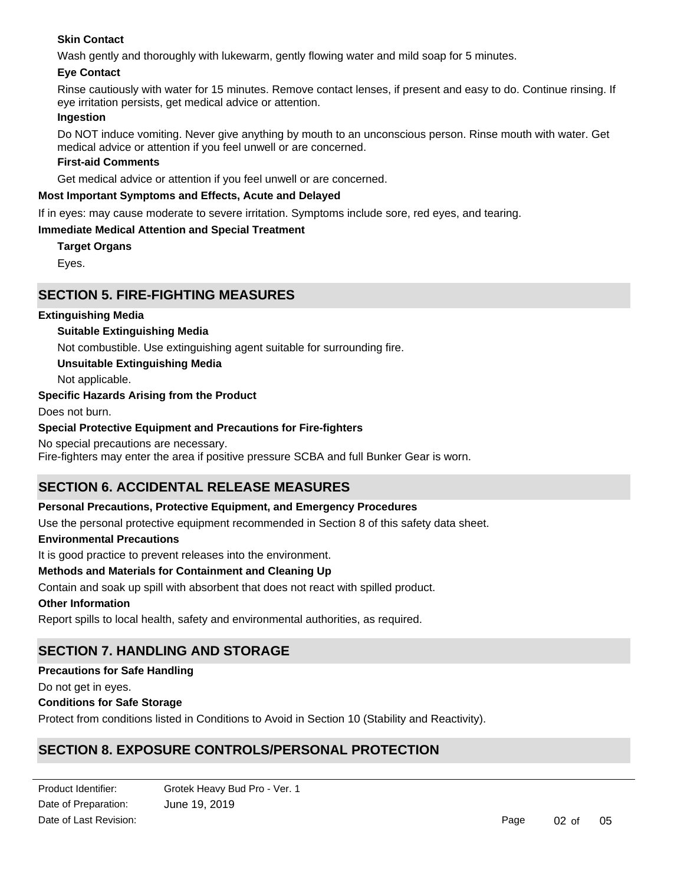#### Skin Contact

Wash gently and thoroughly with lukewarm, gently flowing water and mild soap for 5 minutes.

#### Eye Contact

Rinse cautiously with water for 15 minutes. Remove contact lenses, if present and easy to do. Continue rinsing. If eye irritation persists, get medical advice or attention.

#### Ingestion

Do NOT induce vomiting. Never give anything by mouth to an unconscious person. Rinse mouth with water. Get medical advice or attention if you feel unwell or are concerned.

#### First-aid Comments

Get medical advice or attention if you feel unwell or are concerned.

### Most Important Symptoms and Effects, Acute and Delayed

If in eyes: may cause moderate to severe irritation. Symptoms include sore, red eyes, and tearing.

### Immediate Medical Attention and Special Treatment

#### Target Organs

Eyes.

## SECTION 5. FIRE-FIGHTING MEASURES

### Extinguishing Media

#### Suitable Extinguishing Media

Not combustible. Use extinguishing agent suitable for surrounding fire.

#### Unsuitable Extinguishing Media

Not applicable.

### Specific Hazards Arising from the Product

Does not burn.

### Special Protective Equipment and Precautions for Fire-fighters

No special precautions are necessary.
Fire-fighters may enter the area if positive pressure SCBA and full Bunker Gear is worn.

## SECTION 6. ACCIDENTAL RELEASE MEASURES

### Personal Precautions, Protective Equipment, and Emergency Procedures

Use the personal protective equipment recommended in Section 8 of this safety data sheet.

### Environmental Precautions

It is good practice to prevent releases into the environment.

### Methods and Materials for Containment and Cleaning Up

Contain and soak up spill with absorbent that does not react with spilled product.

### Other Information

Report spills to local health, safety and environmental authorities, as required.

## SECTION 7. HANDLING AND STORAGE

### Precautions for Safe Handling

Do not get in eyes.

### Conditions for Safe Storage

Protect from conditions listed in Conditions to Avoid in Section 10 (Stability and Reactivity).

## SECTION 8. EXPOSURE CONTROLS/PERSONAL PROTECTION

Product Identifier: Grotek Heavy Bud Pro - Ver. 1
Date of Preparation: June 19, 2019
Date of Last Revision: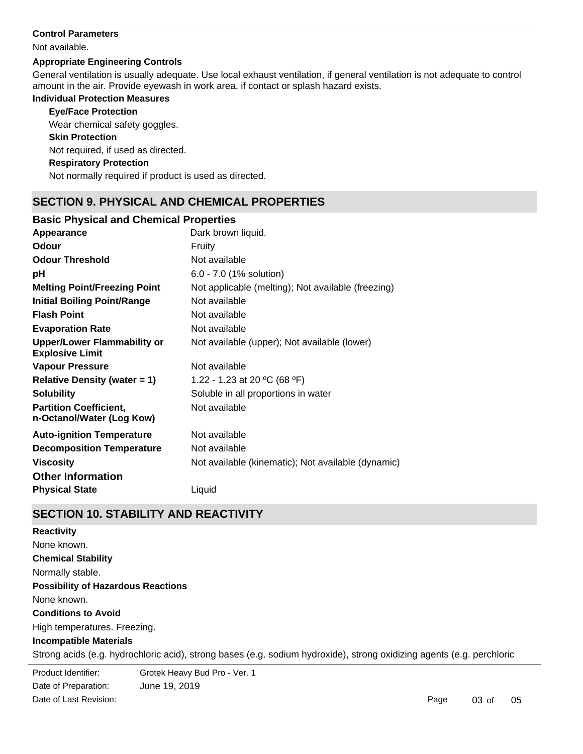**Control Parameters**

Not available.

**Appropriate Engineering Controls**

General ventilation is usually adequate. Use local exhaust ventilation, if general ventilation is not adequate to control amount in the air. Provide eyewash in work area, if contact or splash hazard exists.

**Individual Protection Measures**

**Eye/Face Protection**

Wear chemical safety goggles.

**Skin Protection**

Not required, if used as directed.

**Respiratory Protection**

Not normally required if product is used as directed.

## SECTION 9. PHYSICAL AND CHEMICAL PROPERTIES

### Basic Physical and Chemical Properties

| | |
|---|---|
| **Appearance** | Dark brown liquid. |
| **Odour** | Fruity |
| **Odour Threshold** | Not available |
| **pH** | 6.0 - 7.0 (1% solution) |
| **Melting Point/Freezing Point** | Not applicable (melting); Not available (freezing) |
| **Initial Boiling Point/Range** | Not available |
| **Flash Point** | Not available |
| **Evaporation Rate** | Not available |
| **Upper/Lower Flammability or Explosive Limit** | Not available (upper); Not available (lower) |
| **Vapour Pressure** | Not available |
| **Relative Density (water = 1)** | 1.22 - 1.23 at 20 ºC (68 ºF) |
| **Solubility** | Soluble in all proportions in water |
| **Partition Coefficient, n-Octanol/Water (Log Kow)** | Not available |
| **Auto-ignition Temperature** | Not available |
| **Decomposition Temperature** | Not available |
| **Viscosity** | Not available (kinematic); Not available (dynamic) |

### Other Information

| | |
|---|---|
| **Physical State** | Liquid |

## SECTION 10. STABILITY AND REACTIVITY

**Reactivity**

None known.

**Chemical Stability**

Normally stable.

**Possibility of Hazardous Reactions**

None known.

**Conditions to Avoid**

High temperatures. Freezing.

**Incompatible Materials**

Strong acids (e.g. hydrochloric acid), strong bases (e.g. sodium hydroxide), strong oxidizing agents (e.g. perchloric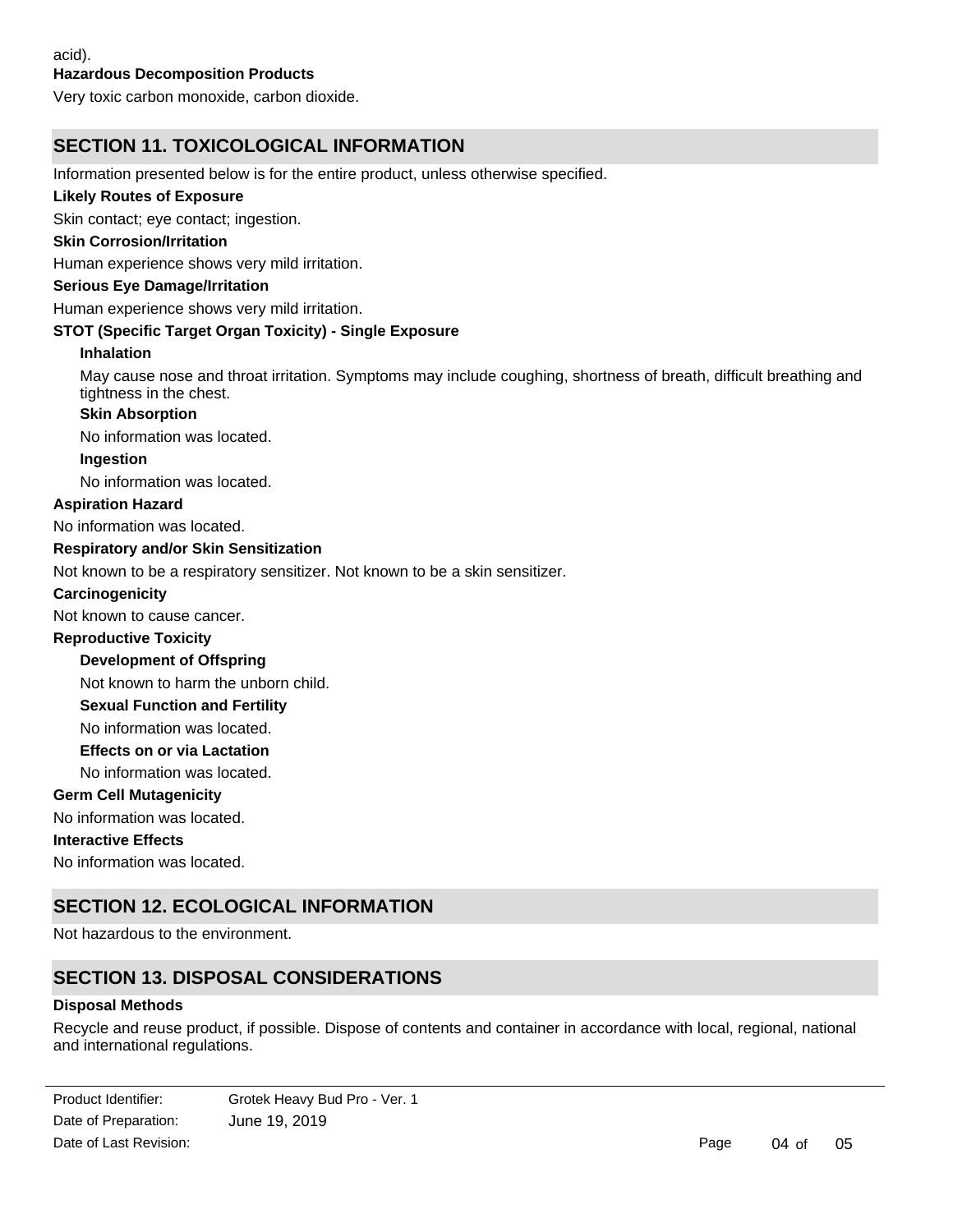acid).

**Hazardous Decomposition Products**

Very toxic carbon monoxide, carbon dioxide.

## SECTION 11. TOXICOLOGICAL INFORMATION

Information presented below is for the entire product, unless otherwise specified.

**Likely Routes of Exposure**

Skin contact; eye contact; ingestion.

**Skin Corrosion/Irritation**

Human experience shows very mild irritation.

**Serious Eye Damage/Irritation**

Human experience shows very mild irritation.

**STOT (Specific Target Organ Toxicity) - Single Exposure**

**Inhalation**

May cause nose and throat irritation. Symptoms may include coughing, shortness of breath, difficult breathing and tightness in the chest.

**Skin Absorption**

No information was located.

**Ingestion**

No information was located.

**Aspiration Hazard**

No information was located.

**Respiratory and/or Skin Sensitization**

Not known to be a respiratory sensitizer. Not known to be a skin sensitizer.

**Carcinogenicity**

Not known to cause cancer.

**Reproductive Toxicity**

**Development of Offspring**

Not known to harm the unborn child.

**Sexual Function and Fertility**

No information was located.

**Effects on or via Lactation**

No information was located.

**Germ Cell Mutagenicity**

No information was located.

**Interactive Effects**

No information was located.

## SECTION 12. ECOLOGICAL INFORMATION

Not hazardous to the environment.

## SECTION 13. DISPOSAL CONSIDERATIONS

**Disposal Methods**

Recycle and reuse product, if possible. Dispose of contents and container in accordance with local, regional, national and international regulations.

Product Identifier: Grotek Heavy Bud Pro - Ver. 1
Date of Preparation: June 19, 2019
Date of Last Revision: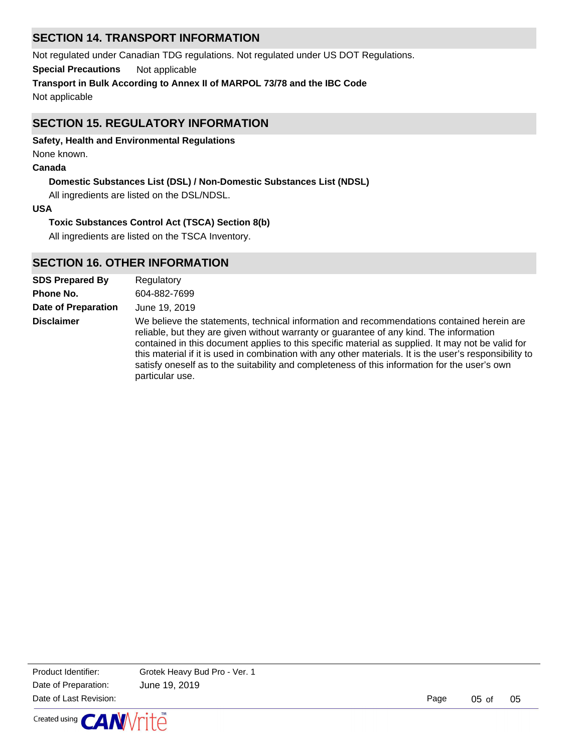## SECTION 14. TRANSPORT INFORMATION

Not regulated under Canadian TDG regulations. Not regulated under US DOT Regulations.

**Special Precautions** Not applicable

**Transport in Bulk According to Annex II of MARPOL 73/78 and the IBC Code**

Not applicable

## SECTION 15. REGULATORY INFORMATION

**Safety, Health and Environmental Regulations**

None known.

**Canada**

**Domestic Substances List (DSL) / Non-Domestic Substances List (NDSL)**

All ingredients are listed on the DSL/NDSL.

**USA**

**Toxic Substances Control Act (TSCA) Section 8(b)**

All ingredients are listed on the TSCA Inventory.

## SECTION 16. OTHER INFORMATION

**SDS Prepared By** Regulatory

**Phone No.** 604-882-7699

**Date of Preparation** June 19, 2019

**Disclaimer** We believe the statements, technical information and recommendations contained herein are reliable, but they are given without warranty or guarantee of any kind. The information contained in this document applies to this specific material as supplied. It may not be valid for this material if it is used in combination with any other materials. It is the user's responsibility to satisfy oneself as to the suitability and completeness of this information for the user's own particular use.